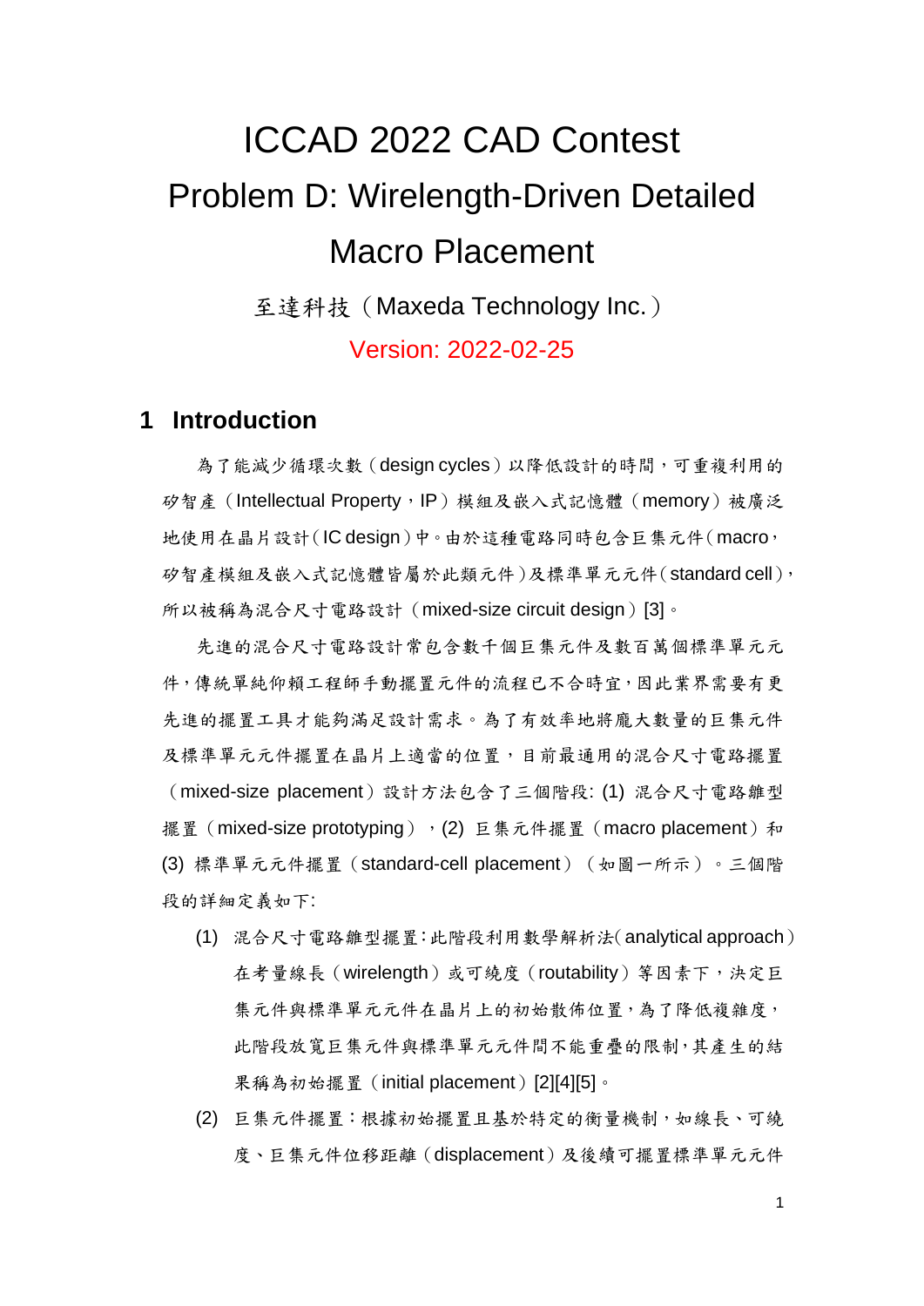# ICCAD 2022 CAD Contest Problem D: Wirelength-Driven Detailed Macro Placement

至達科技（Maxeda Technology Inc.）

Version: 2022-02-25

## 1 Introduction

為了能減少循環次數（design cycles）以降低設計的時間，可重複利用的矽智產（Intellectual Property，IP）模組及嵌入式記憶體（memory）被廣泛地使用在晶片設計（IC design）中。由於這種電路同時包含巨集元件（macro，矽智產模組及嵌入式記憶體皆屬於此類元件）及標準單元元件（standard cell），所以被稱為混合尺寸電路設計（mixed-size circuit design）[3]。

先進的混合尺寸電路設計常包含數千個巨集元件及數百萬個標準單元元件，傳統單純仰賴工程師手動擺置元件的流程已不合時宜，因此業界需要有更先進的擺置工具才能夠滿足設計需求。為了有效率地將龐大數量的巨集元件及標準單元元件擺置在晶片上適當的位置，目前最通用的混合尺寸電路擺置（mixed-size placement）設計方法包含了三個階段: (1) 混合尺寸電路雛型擺置（mixed-size prototyping），(2) 巨集元件擺置（macro placement）和 (3) 標準單元元件擺置（standard-cell placement）（如圖一所示）。三個階段的詳細定義如下:

(1) 混合尺寸電路雛型擺置：此階段利用數學解析法（analytical approach）在考量線長（wirelength）或可繞度（routability）等因素下，決定巨集元件與標準單元元件在晶片上的初始散佈位置，為了降低複雜度，此階段放寬巨集元件與標準單元元件間不能重疊的限制，其產生的結果稱為初始擺置（initial placement）[2][4][5]。

(2) 巨集元件擺置：根據初始擺置且基於特定的衡量機制，如線長、可繞度、巨集元件位移距離（displacement）及後續可擺置標準單元元件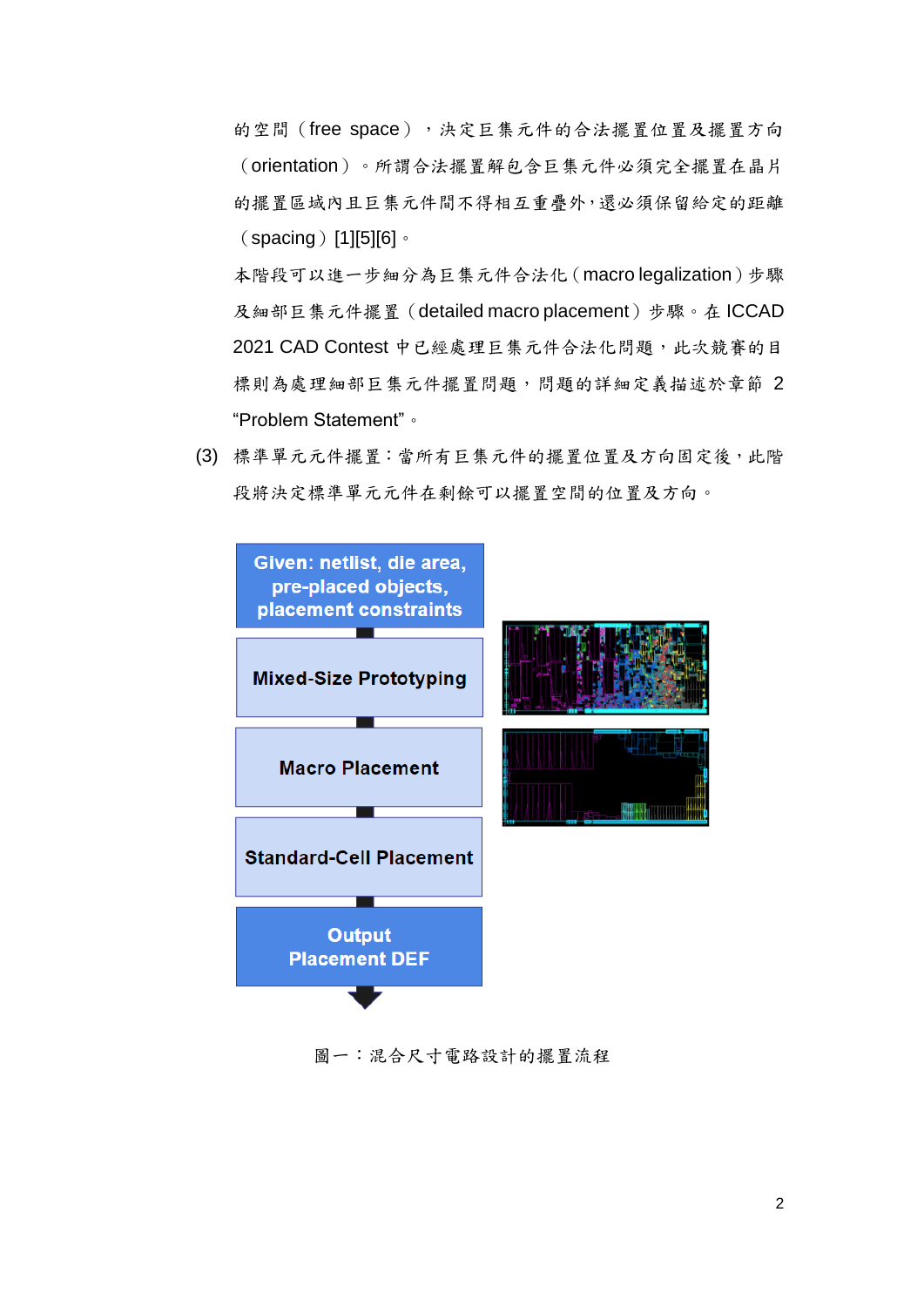的空間（free space），決定巨集元件的合法擺置位置及擺置方向（orientation）。所謂合法擺置解包含巨集元件必須完全擺置在晶片的擺置區域內且巨集元件間不得相互重疊外，還必須保留給定的距離（spacing）[1][5][6]。

本階段可以進一步細分為巨集元件合法化（macro legalization）步驟及細部巨集元件擺置（detailed macro placement）步驟。在 ICCAD 2021 CAD Contest 中已經處理巨集元件合法化問題，此次競賽的目標則為處理細部巨集元件擺置問題，問題的詳細定義描述於章節 2 “Problem Statement”。

(3) 標準單元元件擺置：當所有巨集元件的擺置位置及方向固定後，此階段將決定標準單元元件在剩餘可以擺置空間的位置及方向。

Given: netlist, die area, pre-placed objects, placement constraints

Mixed-Size Prototyping

Macro Placement

Standard-Cell Placement

Output Placement DEF

圖一：混合尺寸電路設計的擺置流程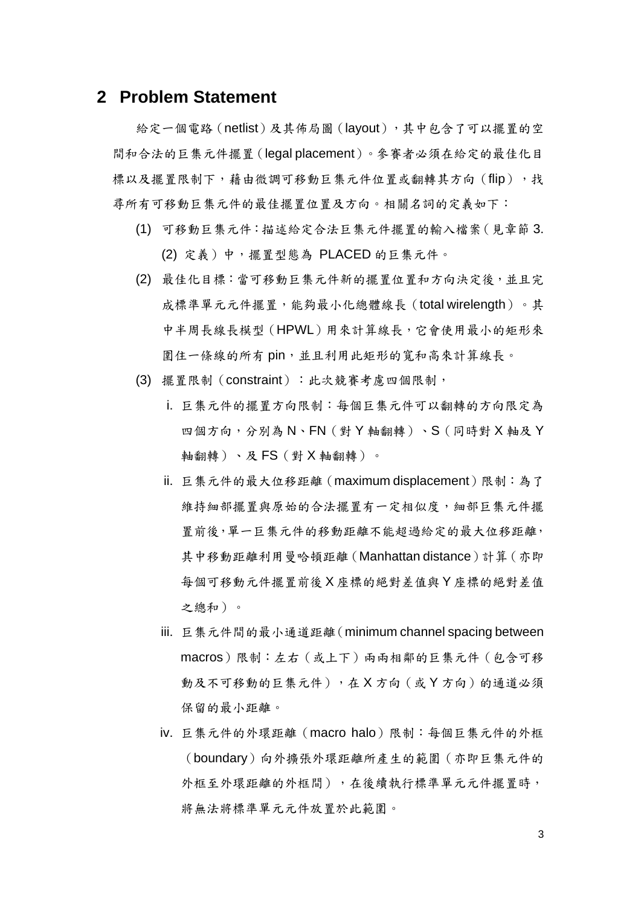## 2 Problem Statement

給定一個電路（netlist）及其佈局圖（layout），其中包含了可以擺置的空間和合法的巨集元件擺置（legal placement）。參賽者必須在給定的最佳化目標以及擺置限制下，藉由微調可移動巨集元件位置或翻轉其方向（flip），找尋所有可移動巨集元件的最佳擺置位置及方向。相關名詞的定義如下：

(1) 可移動巨集元件：描述給定合法巨集元件擺置的輸入檔案（見章節 3. (2) 定義）中，擺置型態為 PLACED 的巨集元件。

(2) 最佳化目標：當可移動巨集元件新的擺置位置和方向決定後，並且完成標準單元元件擺置，能夠最小化總體線長（total wirelength）。其中半周長線長模型（HPWL）用來計算線長，它會使用最小的矩形來圍住一條線的所有 pin，並且利用此矩形的寬和高來計算線長。

(3) 擺置限制（constraint）：此次競賽考慮四個限制，

  i. 巨集元件的擺置方向限制：每個巨集元件可以翻轉的方向限定為四個方向，分別為 N、FN（對 Y 軸翻轉）、S（同時對 X 軸及 Y 軸翻轉）、及 FS（對 X 軸翻轉）。

  ii. 巨集元件的最大位移距離（maximum displacement）限制：為了維持細部擺置與原始的合法擺置有一定相似度，細部巨集元件擺置前後，單一巨集元件的移動距離不能超過給定的最大位移距離，其中移動距離利用曼哈頓距離（Manhattan distance）計算（亦即每個可移動元件擺置前後 X 座標的絕對差值與 Y 座標的絕對差值之總和）。

  iii. 巨集元件間的最小通道距離（minimum channel spacing between macros）限制：左右（或上下）兩兩相鄰的巨集元件（包含可移動及不可移動的巨集元件），在 X 方向（或 Y 方向）的通道必須保留的最小距離。

  iv. 巨集元件的外環距離（macro halo）限制：每個巨集元件的外框（boundary）向外擴張外環距離所產生的範圍（亦即巨集元件的外框至外環距離的外框間），在後續執行標準單元元件擺置時，將無法將標準單元元件放置於此範圍。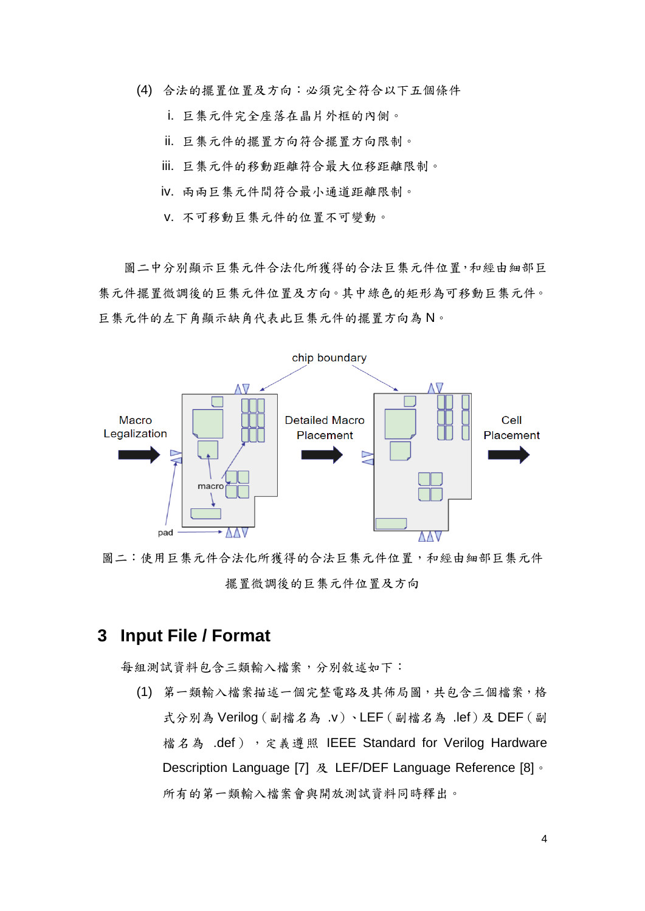(4) 合法的擺置位置及方向：必須完全符合以下五個條件

   i. 巨集元件完全座落在晶片外框的內側。

   ii. 巨集元件的擺置方向符合擺置方向限制。

   iii. 巨集元件的移動距離符合最大位移距離限制。

   iv. 兩兩巨集元件間符合最小通道距離限制。

   v. 不可移動巨集元件的位置不可變動。

圖二中分別顯示巨集元件合法化所獲得的合法巨集元件位置，和經由細部巨集元件擺置微調後的巨集元件位置及方向。其中綠色的矩形為可移動巨集元件。巨集元件的左下角顯示缺角代表此巨集元件的擺置方向為 N。

chip boundary

Macro Legalization

Detailed Macro Placement

Cell Placement

macro

pad

圖二：使用巨集元件合法化所獲得的合法巨集元件位置，和經由細部巨集元件擺置微調後的巨集元件位置及方向

## 3 Input File / Format

每組測試資料包含三類輸入檔案，分別敘述如下：

(1) 第一類輸入檔案描述一個完整電路及其佈局圖，共包含三個檔案，格式分別為 Verilog（副檔名為 .v）、LEF（副檔名為 .lef）及 DEF（副檔名為 .def），定義遵照 IEEE Standard for Verilog Hardware Description Language [7] 及 LEF/DEF Language Reference [8]。所有的第一類輸入檔案會與開放測試資料同時釋出。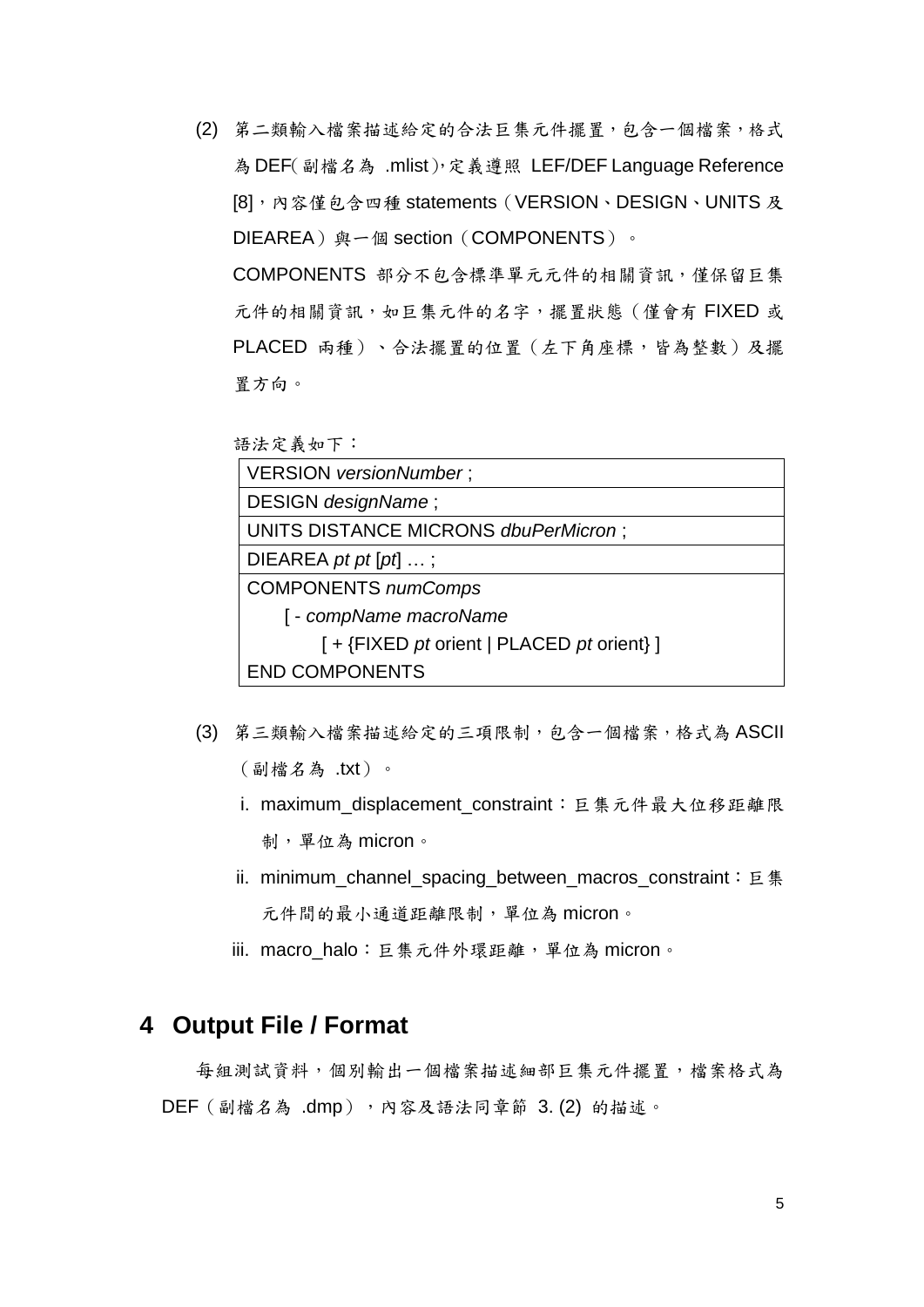(2) 第二類輸入檔案描述給定的合法巨集元件擺置，包含一個檔案，格式為 DEF( 副檔名為 .mlist )，定義遵照 LEF/DEF Language Reference [8]，內容僅包含四種 statements（VERSION、DESIGN、UNITS 及 DIEAREA）與一個 section（COMPONENTS）。

COMPONENTS 部分不包含標準單元元件的相關資訊，僅保留巨集元件的相關資訊，如巨集元件的名字，擺置狀態（僅會有 FIXED 或 PLACED 兩種）、合法擺置的位置（左下角座標，皆為整數）及擺置方向。

語法定義如下：

| |
|---|
| VERSION *versionNumber* ; |
| DESIGN *designName* ; |
| UNITS DISTANCE MICRONS *dbuPerMicron* ; |
| DIEAREA *pt pt* [*pt*] … ; |
| COMPONENTS *numComps*<br>[ - *compName macroName*<br>[ + {FIXED *pt* orient \| PLACED *pt* orient} ] |
| END COMPONENTS |

(3) 第三類輸入檔案描述給定的三項限制，包含一個檔案，格式為 ASCII（副檔名為 .txt）。

i. maximum_displacement_constraint：巨集元件最大位移距離限制，單位為 micron。

ii. minimum_channel_spacing_between_macros_constraint：巨集元件間的最小通道距離限制，單位為 micron。

iii. macro_halo：巨集元件外環距離，單位為 micron。

## 4 Output File / Format

每組測試資料，個別輸出一個檔案描述細部巨集元件擺置，檔案格式為 DEF（副檔名為 .dmp），內容及語法同章節 3. (2) 的描述。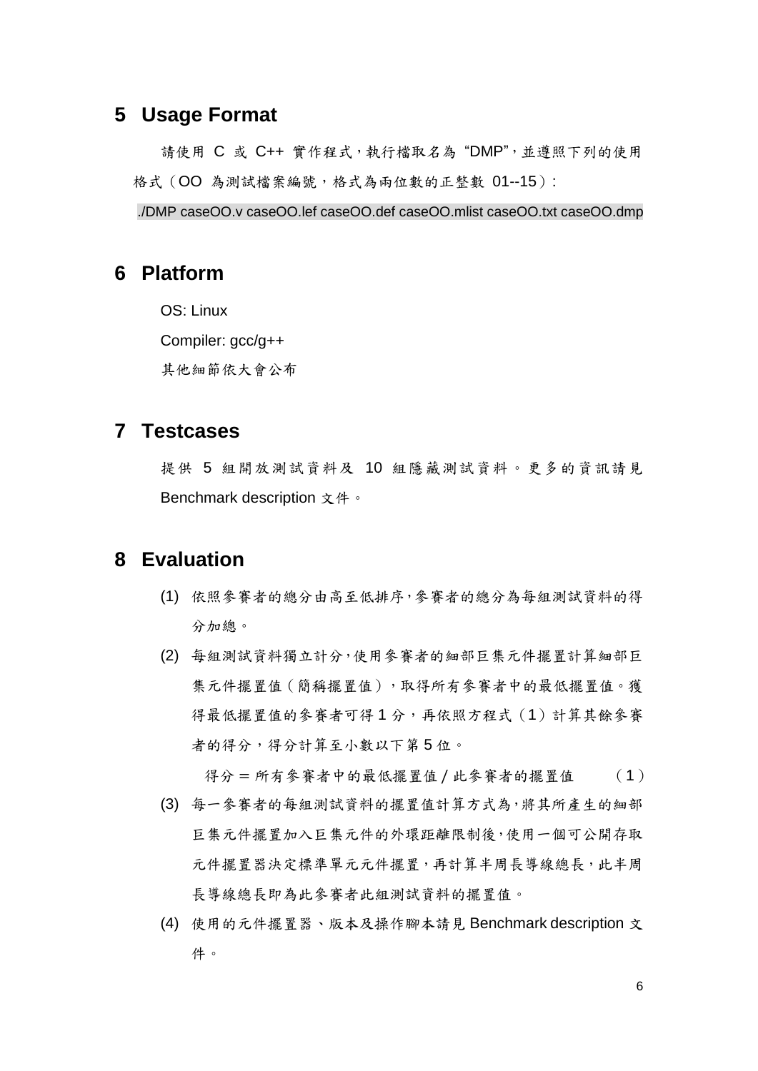# 5 Usage Format

請使用 C 或 C++ 實作程式，執行檔取名為 “DMP”，並遵照下列的使用格式（OO 為測試檔案編號，格式為兩位數的正整數 01--15）:

```
./DMP caseOO.v caseOO.lef caseOO.def caseOO.mlist caseOO.txt caseOO.dmp
```

# 6 Platform

OS: Linux

Compiler: gcc/g++

其他細節依大會公布

# 7 Testcases

提供 5 組開放測試資料及 10 組隱藏測試資料。更多的資訊請見 Benchmark description 文件。

# 8 Evaluation

(1) 依照參賽者的總分由高至低排序，參賽者的總分為每組測試資料的得分加總。

(2) 每組測試資料獨立計分，使用參賽者的細部巨集元件擺置計算細部巨集元件擺置值（簡稱擺置值），取得所有參賽者中的最低擺置值。獲得最低擺置值的參賽者可得 1 分，再依照方程式（1）計算其餘參賽者的得分，得分計算至小數以下第 5 位。

得分 = 所有參賽者中的最低擺置值 / 此參賽者的擺置值　　（1）

(3) 每一參賽者的每組測試資料的擺置值計算方式為，將其所產生的細部巨集元件擺置加入巨集元件的外環距離限制後，使用一個可公開存取元件擺置器決定標準單元元件擺置，再計算半周長導線總長，此半周長導線總長即為此參賽者此組測試資料的擺置值。

(4) 使用的元件擺置器、版本及操作腳本請見 Benchmark description 文件。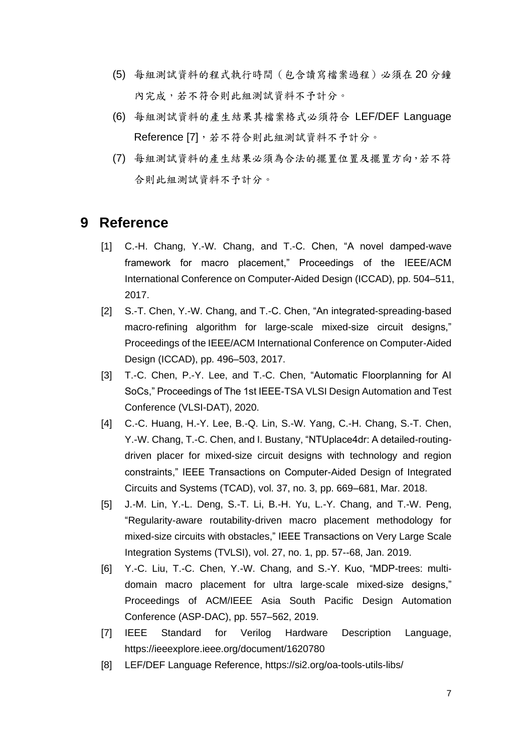(5) 每組測試資料的程式執行時間（包含讀寫檔案過程）必須在 20 分鐘內完成，若不符合則此組測試資料不予計分。

(6) 每組測試資料的產生結果其檔案格式必須符合 LEF/DEF Language Reference [7]，若不符合則此組測試資料不予計分。

(7) 每組測試資料的產生結果必須為合法的擺置位置及擺置方向，若不符合則此組測試資料不予計分。

# 9 Reference

[1] C.-H. Chang, Y.-W. Chang, and T.-C. Chen, "A novel damped-wave framework for macro placement," Proceedings of the IEEE/ACM International Conference on Computer-Aided Design (ICCAD), pp. 504–511, 2017.

[2] S.-T. Chen, Y.-W. Chang, and T.-C. Chen, "An integrated-spreading-based macro-refining algorithm for large-scale mixed-size circuit designs," Proceedings of the IEEE/ACM International Conference on Computer-Aided Design (ICCAD), pp. 496–503, 2017.

[3] T.-C. Chen, P.-Y. Lee, and T.-C. Chen, "Automatic Floorplanning for AI SoCs," Proceedings of The 1st IEEE-TSA VLSI Design Automation and Test Conference (VLSI-DAT), 2020.

[4] C.-C. Huang, H.-Y. Lee, B.-Q. Lin, S.-W. Yang, C.-H. Chang, S.-T. Chen, Y.-W. Chang, T.-C. Chen, and I. Bustany, "NTUplace4dr: A detailed-routing-driven placer for mixed-size circuit designs with technology and region constraints," IEEE Transactions on Computer-Aided Design of Integrated Circuits and Systems (TCAD), vol. 37, no. 3, pp. 669–681, Mar. 2018.

[5] J.-M. Lin, Y.-L. Deng, S.-T. Li, B.-H. Yu, L.-Y. Chang, and T.-W. Peng, "Regularity-aware routability-driven macro placement methodology for mixed-size circuits with obstacles," IEEE Transactions on Very Large Scale Integration Systems (TVLSI), vol. 27, no. 1, pp. 57--68, Jan. 2019.

[6] Y.-C. Liu, T.-C. Chen, Y.-W. Chang, and S.-Y. Kuo, "MDP-trees: multi-domain macro placement for ultra large-scale mixed-size designs," Proceedings of ACM/IEEE Asia South Pacific Design Automation Conference (ASP-DAC), pp. 557–562, 2019.

[7] IEEE Standard for Verilog Hardware Description Language, https://ieeexplore.ieee.org/document/1620780

[8] LEF/DEF Language Reference, https://si2.org/oa-tools-utils-libs/